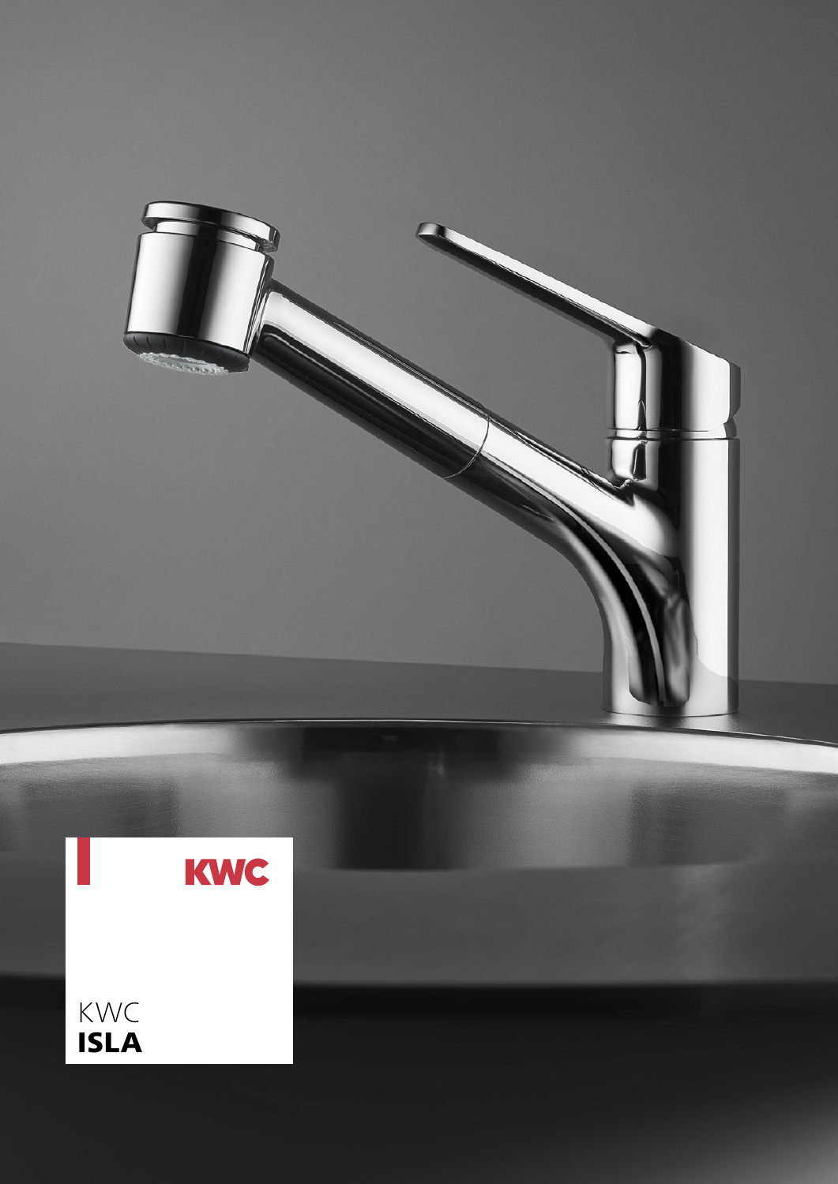KWC

KWC
**ISLA**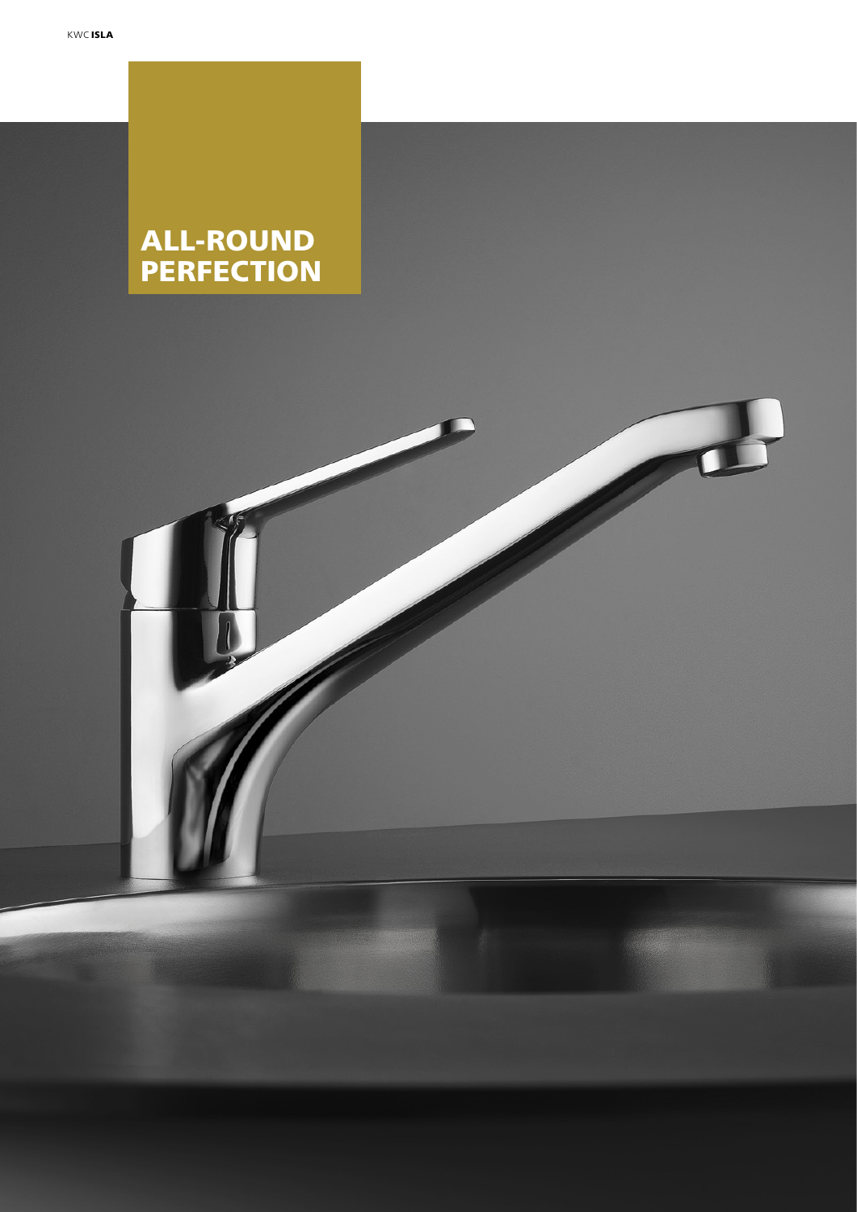# ALL-ROUND PERFECTION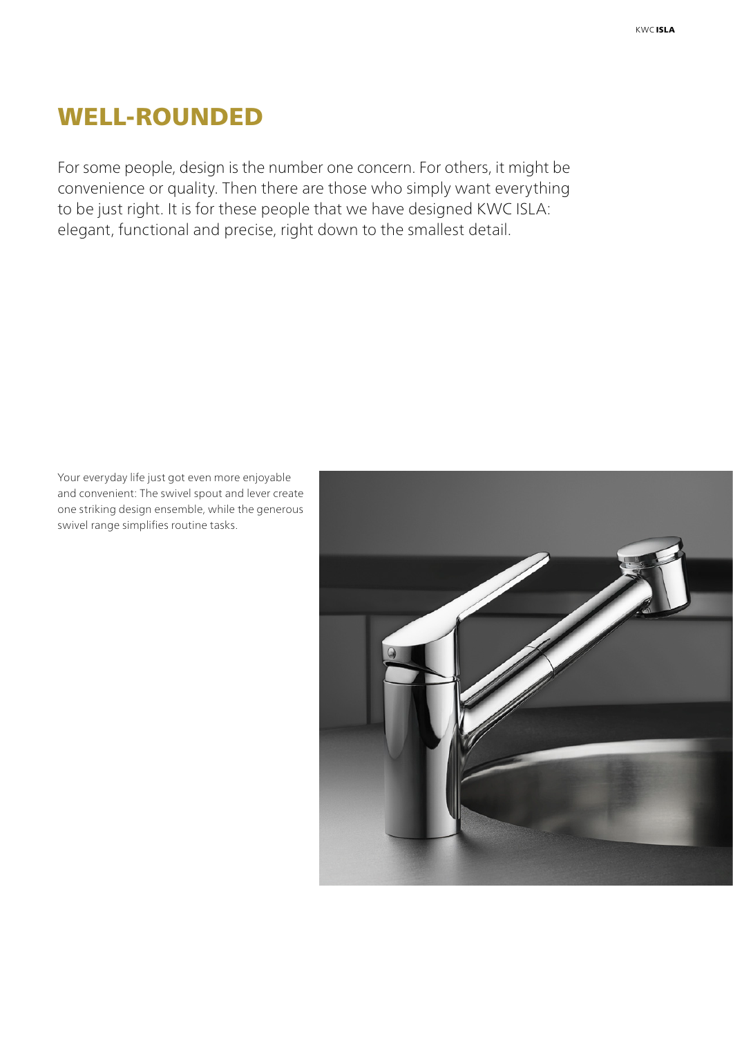# WELL-ROUNDED

For some people, design is the number one concern. For others, it might be convenience or quality. Then there are those who simply want everything to be just right. It is for these people that we have designed KWC ISLA: elegant, functional and precise, right down to the smallest detail.

Your everyday life just got even more enjoyable and convenient: The swivel spout and lever create one striking design ensemble, while the generous swivel range simplifies routine tasks.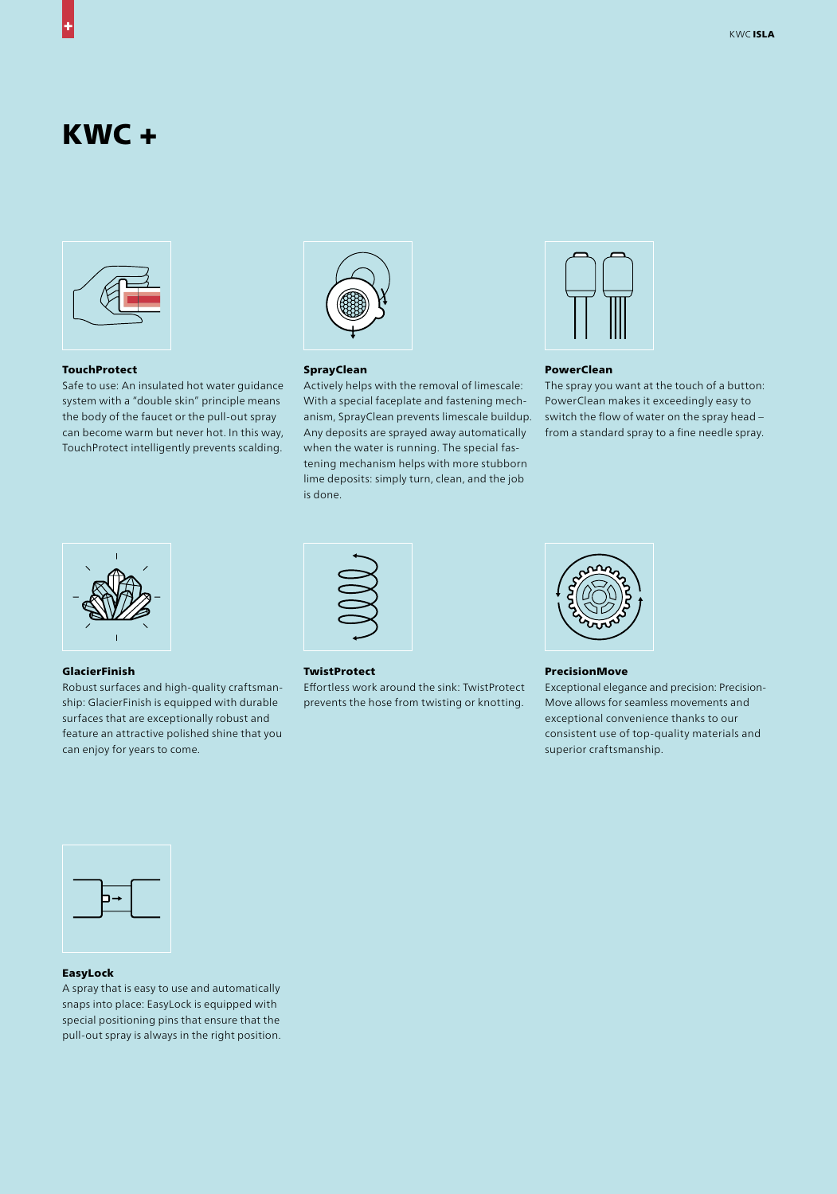# KWC +

### TouchProtect

Safe to use: An insulated hot water guidance system with a "double skin" principle means the body of the faucet or the pull-out spray can become warm but never hot. In this way, TouchProtect intelligently prevents scalding.

### SprayClean

Actively helps with the removal of limescale: With a special faceplate and fastening mechanism, SprayClean prevents limescale buildup. Any deposits are sprayed away automatically when the water is running. The special fastening mechanism helps with more stubborn lime deposits: simply turn, clean, and the job is done.

### PowerClean

The spray you want at the touch of a button: PowerClean makes it exceedingly easy to switch the flow of water on the spray head – from a standard spray to a fine needle spray.

### GlacierFinish

Robust surfaces and high-quality craftsmanship: GlacierFinish is equipped with durable surfaces that are exceptionally robust and feature an attractive polished shine that you can enjoy for years to come.

### TwistProtect

Effortless work around the sink: TwistProtect prevents the hose from twisting or knotting.

### PrecisionMove

Exceptional elegance and precision: PrecisionMove allows for seamless movements and exceptional convenience thanks to our consistent use of top-quality materials and superior craftsmanship.

### EasyLock

A spray that is easy to use and automatically snaps into place: EasyLock is equipped with special positioning pins that ensure that the pull-out spray is always in the right position.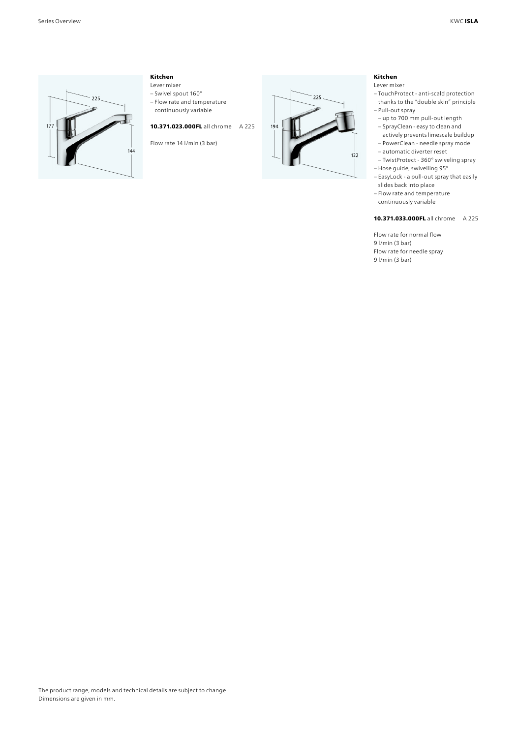### Kitchen

Lever mixer

- Swivel spout 160°
- Flow rate and temperature continuously variable

**10.371.023.000FL** all chrome A 225

Flow rate 14 l/min (3 bar)

### Kitchen

Lever mixer

- TouchProtect - anti-scald protection thanks to the "double skin" principle
- Pull-out spray
  - up to 700 mm pull-out length
  - SprayClean - easy to clean and actively prevents limescale buildup
  - PowerClean - needle spray mode
  - automatic diverter reset
  - TwistProtect - 360° swiveling spray
- Hose guide, swivelling 95°
- EasyLock - a pull-out spray that easily slides back into place
- Flow rate and temperature continuously variable

**10.371.033.000FL** all chrome A 225

Flow rate for normal flow
9 l/min (3 bar)
Flow rate for needle spray
9 l/min (3 bar)

The product range, models and technical details are subject to change.
Dimensions are given in mm.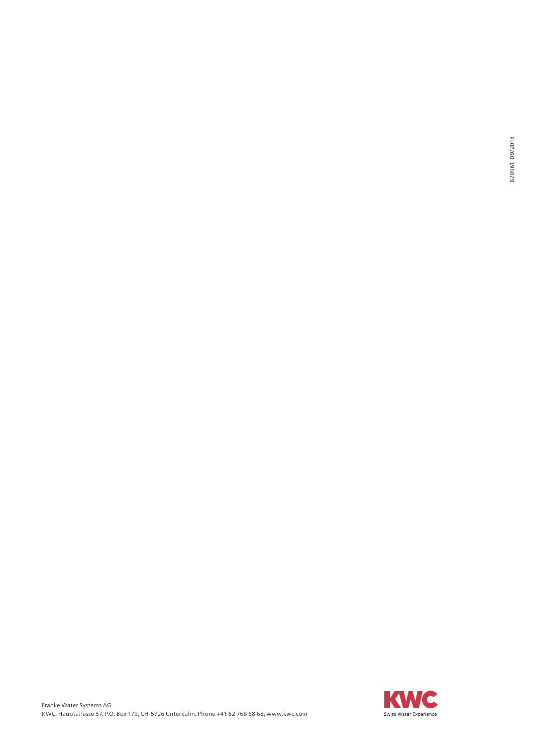820961 09/2018

Franke Water Systems AG
KWC, Hauptstrasse 57, P.O. Box 179, CH-5726 Unterkulm, Phone +41 62 768 68 68, www.kwc.com

KWC
Swiss Water Experience